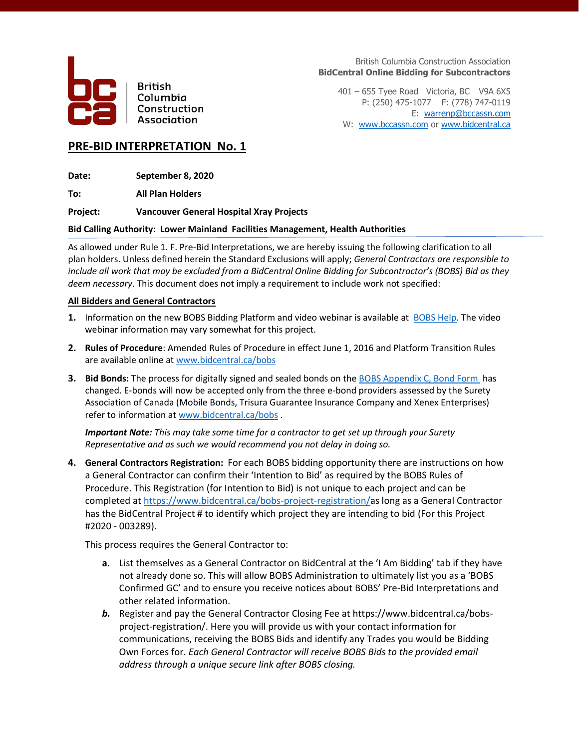British Columbia Construction Association

**BidCentral Online Bidding for Subcontractors**

401 – 655 Tyee Road Victoria, BC V9A 6X5
P: (250) 475-1077 F: (778) 747-0119
E: warrenp@bccassn.com
W: www.bccassn.com or www.bidcentral.ca

British Columbia Construction Association

## PRE-BID INTERPRETATION No. 1

**Date:** **September 8, 2020**

**To:** **All Plan Holders**

**Project:** **Vancouver General Hospital Xray Projects**

**Bid Calling Authority: Lower Mainland Facilities Management, Health Authorities**

As allowed under Rule 1. F. Pre-Bid Interpretations, we are hereby issuing the following clarification to all plan holders. Unless defined herein the Standard Exclusions will apply; *General Contractors are responsible to include all work that may be excluded from a BidCentral Online Bidding for Subcontractor's (BOBS) Bid as they deem necessary*. This document does not imply a requirement to include work not specified:

**All Bidders and General Contractors**

1. Information on the new BOBS Bidding Platform and video webinar is available at BOBS Help. The video webinar information may vary somewhat for this project.
2. **Rules of Procedure**: Amended Rules of Procedure in effect June 1, 2016 and Platform Transition Rules are available online at www.bidcentral.ca/bobs
3. **Bid Bonds:** The process for digitally signed and sealed bonds on the BOBS Appendix C, Bond Form has changed. E-bonds will now be accepted only from the three e-bond providers assessed by the Surety Association of Canada (Mobile Bonds, Trisura Guarantee Insurance Company and Xenex Enterprises) refer to information at www.bidcentral.ca/bobs .

   ***Important Note:*** *This may take some time for a contractor to get set up through your Surety Representative and as such we would recommend you not delay in doing so.*
4. **General Contractors Registration:** For each BOBS bidding opportunity there are instructions on how a General Contractor can confirm their 'Intention to Bid' as required by the BOBS Rules of Procedure. This Registration (for Intention to Bid) is not unique to each project and can be completed at https://www.bidcentral.ca/bobs-project-registration/as long as a General Contractor has the BidCentral Project # to identify which project they are intending to bid (For this Project #2020 - 003289).

   This process requires the General Contractor to:

   a. List themselves as a General Contractor on BidCentral at the 'I Am Bidding' tab if they have not already done so. This will allow BOBS Administration to ultimately list you as a 'BOBS Confirmed GC' and to ensure you receive notices about BOBS' Pre-Bid Interpretations and other related information.

   *b.* Register and pay the General Contractor Closing Fee at https://www.bidcentral.ca/bobs-project-registration/. Here you will provide us with your contact information for communications, receiving the BOBS Bids and identify any Trades you would be Bidding Own Forces for. *Each General Contractor will receive BOBS Bids to the provided email address through a unique secure link after BOBS closing.*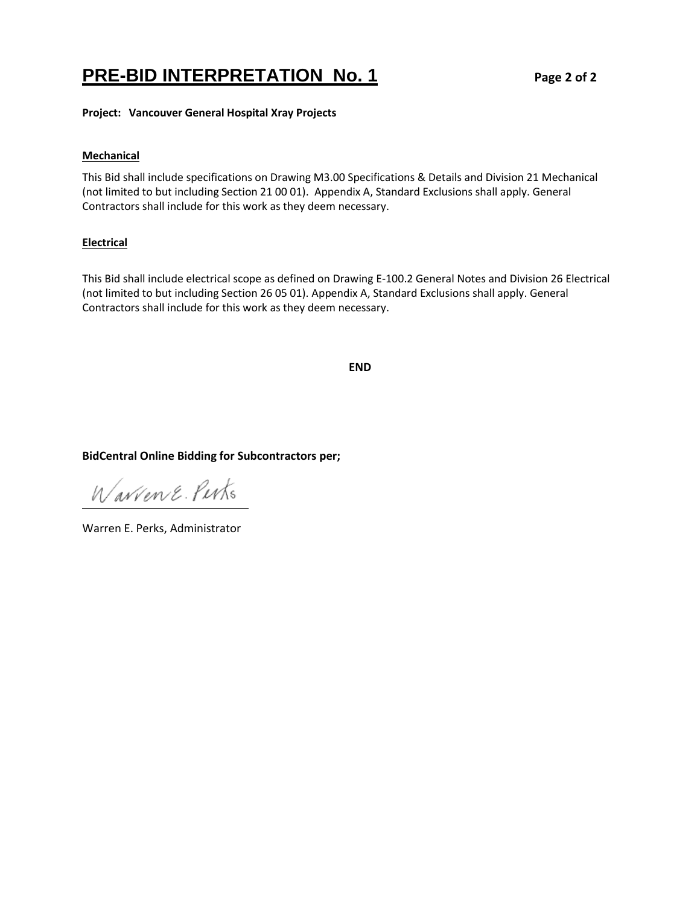# PRE-BID INTERPRETATION No. 1

**Project: Vancouver General Hospital Xray Projects**

## Mechanical

This Bid shall include specifications on Drawing M3.00 Specifications & Details and Division 21 Mechanical (not limited to but including Section 21 00 01). Appendix A, Standard Exclusions shall apply. General Contractors shall include for this work as they deem necessary.

## Electrical

This Bid shall include electrical scope as defined on Drawing E-100.2 General Notes and Division 26 Electrical (not limited to but including Section 26 05 01). Appendix A, Standard Exclusions shall apply. General Contractors shall include for this work as they deem necessary.

**END**

**BidCentral Online Bidding for Subcontractors per;**

Warren E. Perks

Warren E. Perks, Administrator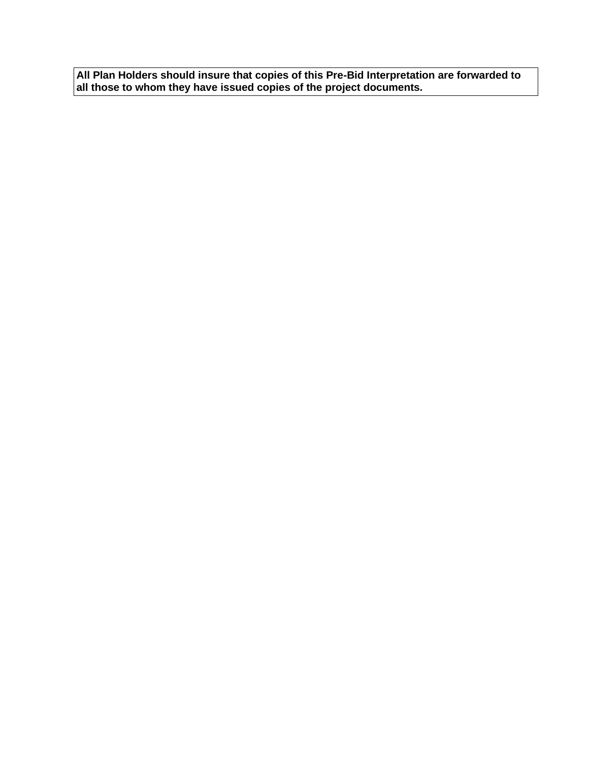**All Plan Holders should insure that copies of this Pre-Bid Interpretation are forwarded to all those to whom they have issued copies of the project documents.**